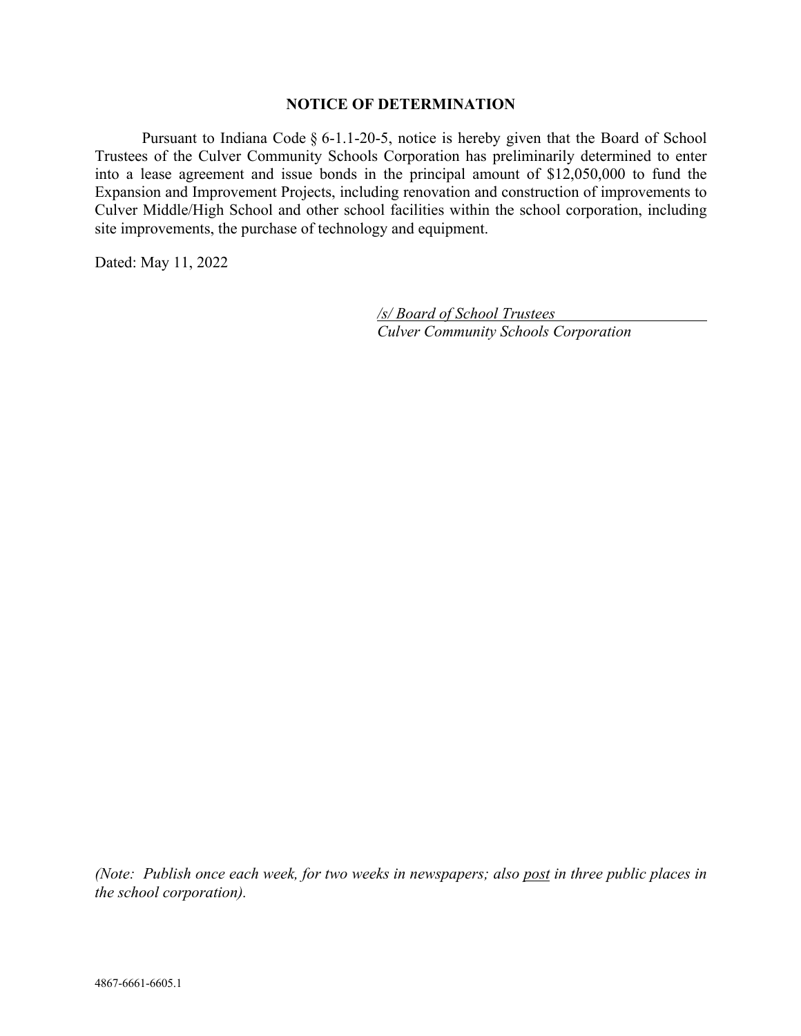# NOTICE OF DETERMINATION

Pursuant to Indiana Code § 6-1.1-20-5, notice is hereby given that the Board of School Trustees of the Culver Community Schools Corporation has preliminarily determined to enter into a lease agreement and issue bonds in the principal amount of $12,050,000 to fund the Expansion and Improvement Projects, including renovation and construction of improvements to Culver Middle/High School and other school facilities within the school corporation, including site improvements, the purchase of technology and equipment.

Dated: May 11, 2022

*/s/ Board of School Trustees*
*Culver Community Schools Corporation*

*(Note: Publish once each week, for two weeks in newspapers; also <u>post</u> in three public places in the school corporation).*

4867-6661-6605.1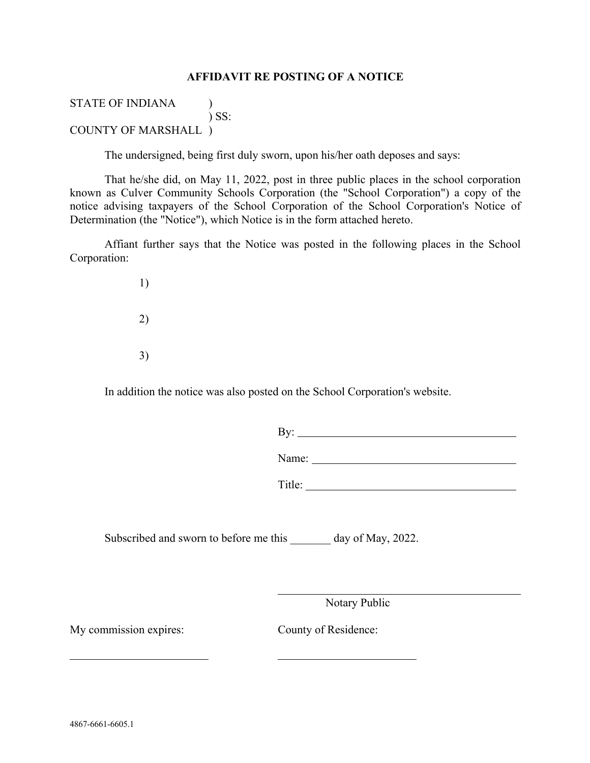# AFFIDAVIT RE POSTING OF A NOTICE

STATE OF INDIANA )
) SS:
COUNTY OF MARSHALL )

The undersigned, being first duly sworn, upon his/her oath deposes and says:

That he/she did, on May 11, 2022, post in three public places in the school corporation known as Culver Community Schools Corporation (the "School Corporation") a copy of the notice advising taxpayers of the School Corporation of the School Corporation's Notice of Determination (the "Notice"), which Notice is in the form attached hereto.

Affiant further says that the Notice was posted in the following places in the School Corporation:

1)

2)

3)

In addition the notice was also posted on the School Corporation's website.

By: ______________________________

Name: ______________________________

Title: ______________________________

Subscribed and sworn to before me this _______ day of May, 2022.

______________________________
Notary Public

My commission expires: ____________________

County of Residence: ____________________

4867-6661-6605.1